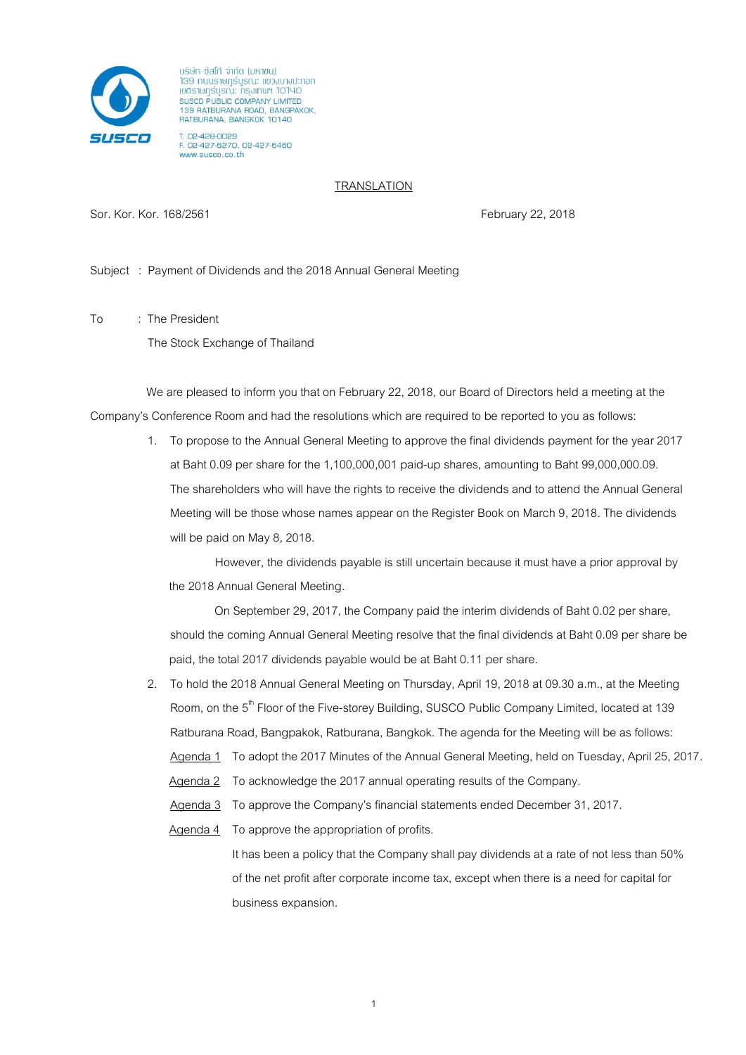บริษัท ซัสโก้ จำกัด (มหาชน)
139 ถนนราษฎร์บูรณะ แขวงบางปะกอก
เขตราษฎร์บูรณะ กรุงเทพฯ 10140
SUSCO PUBLIC COMPANY LIMITED
139 RATBURANA ROAD, BANGPAKOK,
RATBURANA, BANGKOK 10140

T. 02-428-0029
F. 02-427-6270, 02-427-6460
www.susco.co.th

TRANSLATION

Sor. Kor. Kor. 168/2561 February 22, 2018

Subject : Payment of Dividends and the 2018 Annual General Meeting

To : The President
The Stock Exchange of Thailand

We are pleased to inform you that on February 22, 2018, our Board of Directors held a meeting at the Company's Conference Room and had the resolutions which are required to be reported to you as follows:

1. To propose to the Annual General Meeting to approve the final dividends payment for the year 2017 at Baht 0.09 per share for the 1,100,000,001 paid-up shares, amounting to Baht 99,000,000.09. The shareholders who will have the rights to receive the dividends and to attend the Annual General Meeting will be those whose names appear on the Register Book on March 9, 2018. The dividends will be paid on May 8, 2018.

   However, the dividends payable is still uncertain because it must have a prior approval by the 2018 Annual General Meeting.

   On September 29, 2017, the Company paid the interim dividends of Baht 0.02 per share, should the coming Annual General Meeting resolve that the final dividends at Baht 0.09 per share be paid, the total 2017 dividends payable would be at Baht 0.11 per share.

2. To hold the 2018 Annual General Meeting on Thursday, April 19, 2018 at 09.30 a.m., at the Meeting Room, on the 5th Floor of the Five-storey Building, SUSCO Public Company Limited, located at 139 Ratburana Road, Bangpakok, Ratburana, Bangkok. The agenda for the Meeting will be as follows:

   Agenda 1 To adopt the 2017 Minutes of the Annual General Meeting, held on Tuesday, April 25, 2017.

   Agenda 2 To acknowledge the 2017 annual operating results of the Company.

   Agenda 3 To approve the Company's financial statements ended December 31, 2017.

   Agenda 4 To approve the appropriation of profits.

   It has been a policy that the Company shall pay dividends at a rate of not less than 50% of the net profit after corporate income tax, except when there is a need for capital for business expansion.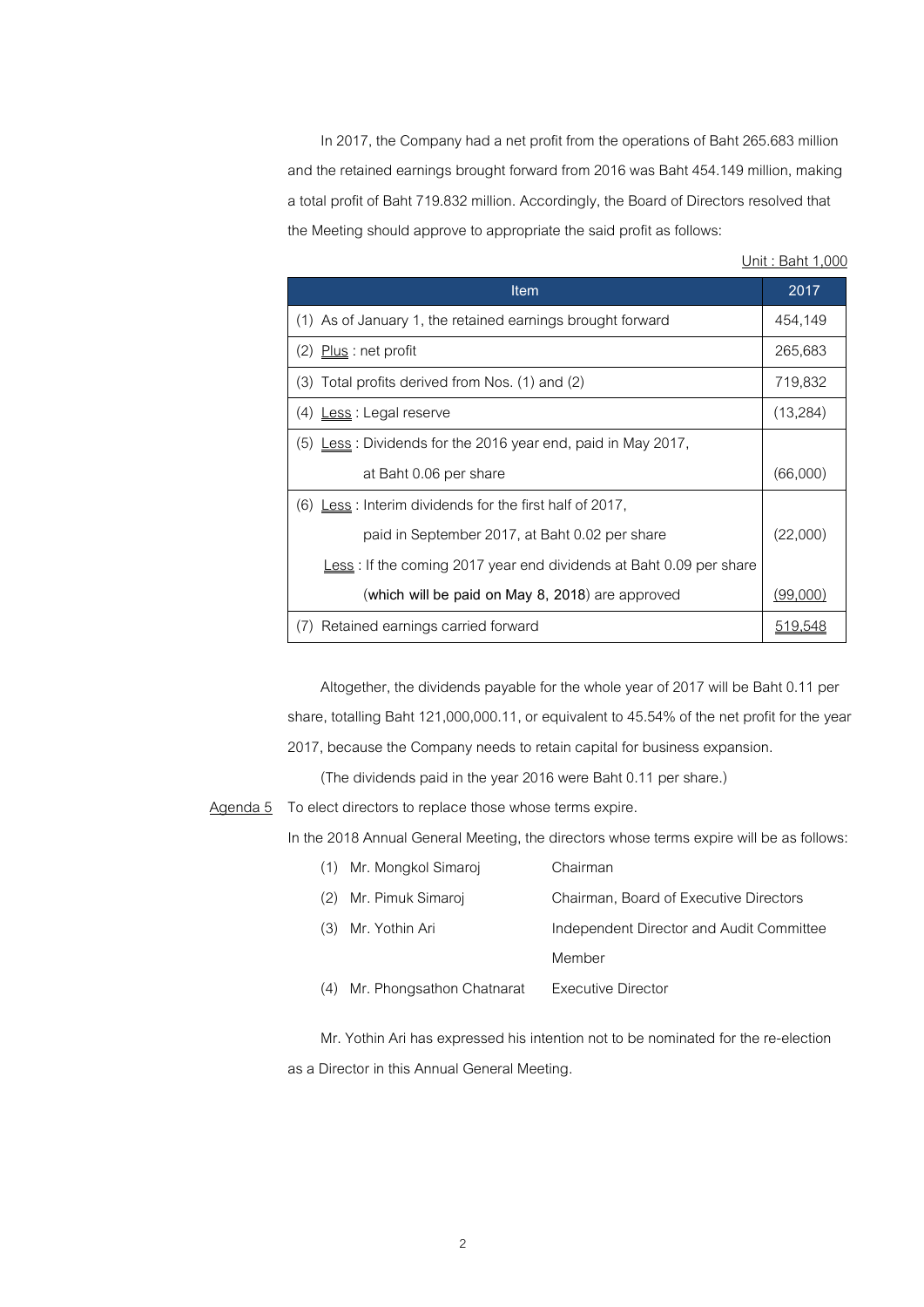In 2017, the Company had a net profit from the operations of Baht 265.683 million and the retained earnings brought forward from 2016 was Baht 454.149 million, making a total profit of Baht 719.832 million. Accordingly, the Board of Directors resolved that the Meeting should approve to appropriate the said profit as follows:

Unit : Baht 1,000

| Item | 2017 |
| --- | --- |
| (1) As of January 1, the retained earnings brought forward | 454,149 |
| (2) Plus : net profit | 265,683 |
| (3) Total profits derived from Nos. (1) and (2) | 719,832 |
| (4) Less : Legal reserve | (13,284) |
| (5) Less : Dividends for the 2016 year end, paid in May 2017, at Baht 0.06 per share | (66,000) |
| (6) Less : Interim dividends for the first half of 2017, paid in September 2017, at Baht 0.02 per share | (22,000) |
| Less : If the coming 2017 year end dividends at Baht 0.09 per share (**which will be paid on May 8, 2018**) are approved | (99,000) |
| (7) Retained earnings carried forward | 519,548 |

Altogether, the dividends payable for the whole year of 2017 will be Baht 0.11 per share, totalling Baht 121,000,000.11, or equivalent to 45.54% of the net profit for the year 2017, because the Company needs to retain capital for business expansion.

(The dividends paid in the year 2016 were Baht 0.11 per share.)

Agenda 5 To elect directors to replace those whose terms expire.

In the 2018 Annual General Meeting, the directors whose terms expire will be as follows:

(1) Mr. Mongkol Simaroj — Chairman

(2) Mr. Pimuk Simaroj — Chairman, Board of Executive Directors

(3) Mr. Yothin Ari — Independent Director and Audit Committee Member

(4) Mr. Phongsathon Chatnarat — Executive Director

Mr. Yothin Ari has expressed his intention not to be nominated for the re-election as a Director in this Annual General Meeting.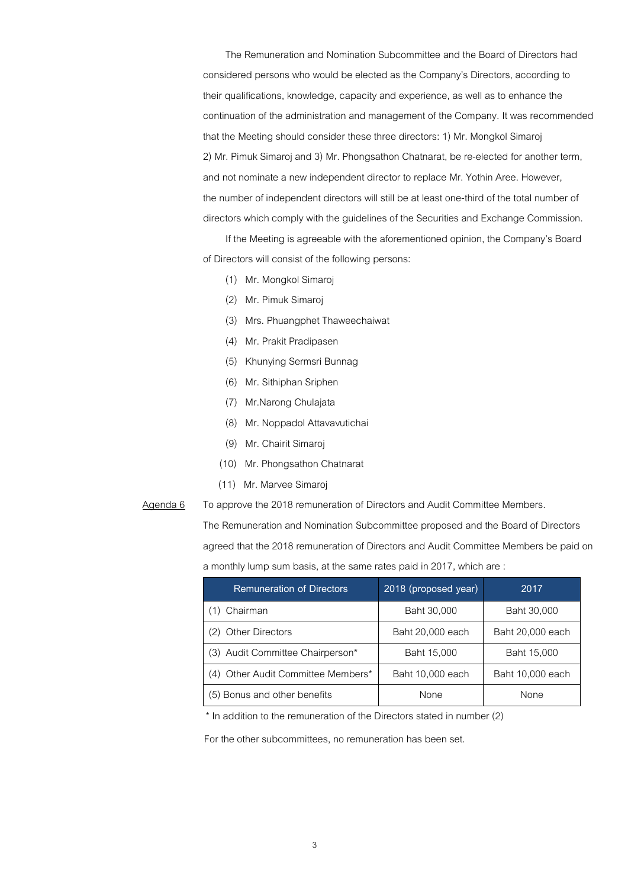The Remuneration and Nomination Subcommittee and the Board of Directors had considered persons who would be elected as the Company's Directors, according to their qualifications, knowledge, capacity and experience, as well as to enhance the continuation of the administration and management of the Company. It was recommended that the Meeting should consider these three directors: 1) Mr. Mongkol Simaroj 2) Mr. Pimuk Simaroj and 3) Mr. Phongsathon Chatnarat, be re-elected for another term, and not nominate a new independent director to replace Mr. Yothin Aree. However, the number of independent directors will still be at least one-third of the total number of directors which comply with the guidelines of the Securities and Exchange Commission.

If the Meeting is agreeable with the aforementioned opinion, the Company's Board of Directors will consist of the following persons:

(1) Mr. Mongkol Simaroj
(2) Mr. Pimuk Simaroj
(3) Mrs. Phuangphet Thaweechaiwat
(4) Mr. Prakit Pradipasen
(5) Khunying Sermsri Bunnag
(6) Mr. Sithiphan Sriphen
(7) Mr.Narong Chulajata
(8) Mr. Noppadol Attavavutichai
(9) Mr. Chairit Simaroj
(10) Mr. Phongsathon Chatnarat
(11) Mr. Marvee Simaroj

<u>Agenda 6</u> To approve the 2018 remuneration of Directors and Audit Committee Members.

The Remuneration and Nomination Subcommittee proposed and the Board of Directors agreed that the 2018 remuneration of Directors and Audit Committee Members be paid on a monthly lump sum basis, at the same rates paid in 2017, which are :

| Remuneration of Directors | 2018 (proposed year) | 2017 |
|---|---|---|
| (1) Chairman | Baht 30,000 | Baht 30,000 |
| (2) Other Directors | Baht 20,000 each | Baht 20,000 each |
| (3) Audit Committee Chairperson* | Baht 15,000 | Baht 15,000 |
| (4) Other Audit Committee Members* | Baht 10,000 each | Baht 10,000 each |
| (5) Bonus and other benefits | None | None |

* In addition to the remuneration of the Directors stated in number (2)

For the other subcommittees, no remuneration has been set.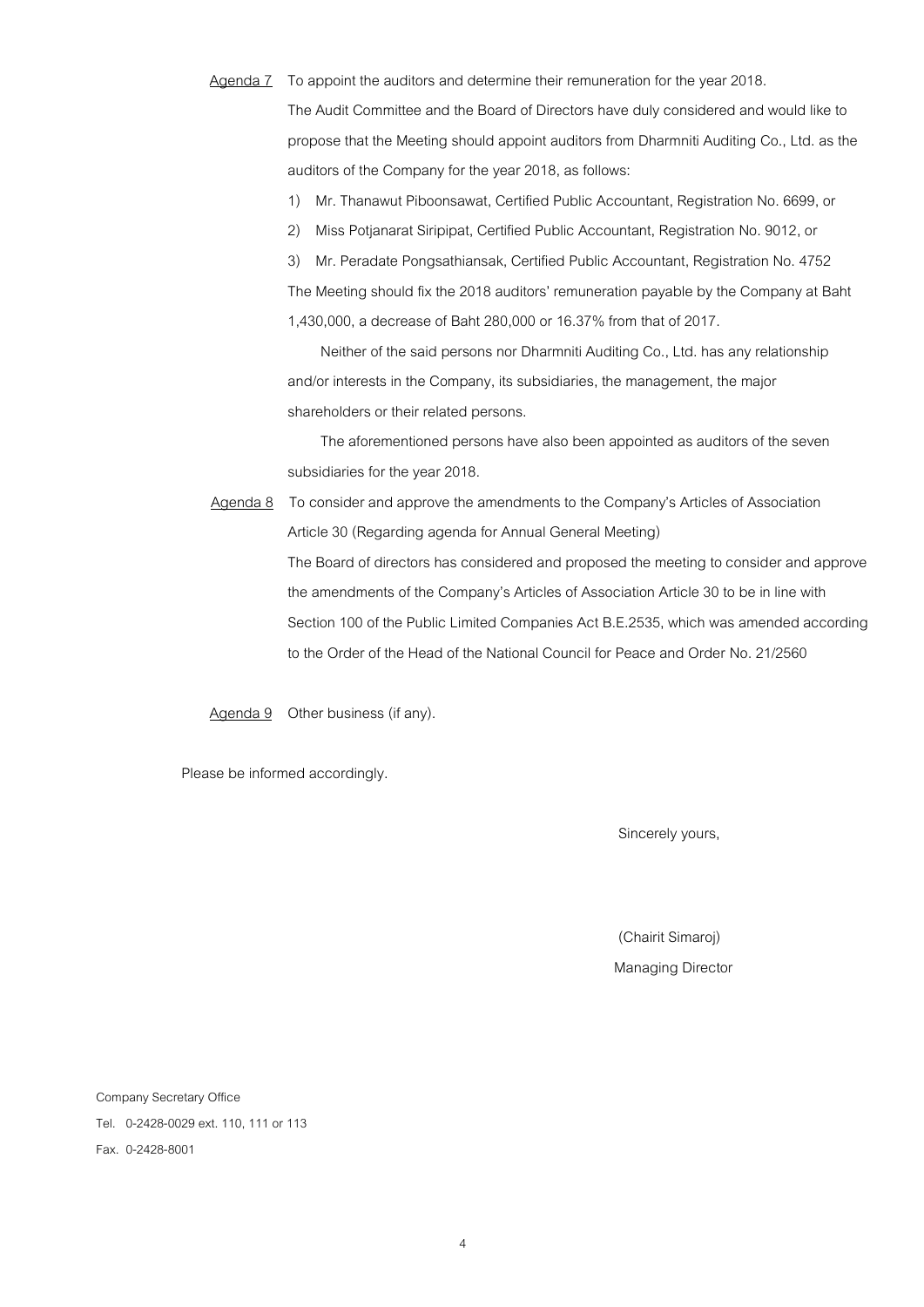<u>Agenda 7</u> To appoint the auditors and determine their remuneration for the year 2018.

The Audit Committee and the Board of Directors have duly considered and would like to propose that the Meeting should appoint auditors from Dharmniti Auditing Co., Ltd. as the auditors of the Company for the year 2018, as follows:

1) Mr. Thanawut Piboonsawat, Certified Public Accountant, Registration No. 6699, or
2) Miss Potjanarat Siripipat, Certified Public Accountant, Registration No. 9012, or
3) Mr. Peradate Pongsathiansak, Certified Public Accountant, Registration No. 4752

The Meeting should fix the 2018 auditors' remuneration payable by the Company at Baht 1,430,000, a decrease of Baht 280,000 or 16.37% from that of 2017.

Neither of the said persons nor Dharmniti Auditing Co., Ltd. has any relationship and/or interests in the Company, its subsidiaries, the management, the major shareholders or their related persons.

The aforementioned persons have also been appointed as auditors of the seven subsidiaries for the year 2018.

<u>Agenda 8</u> To consider and approve the amendments to the Company's Articles of Association Article 30 (Regarding agenda for Annual General Meeting)

The Board of directors has considered and proposed the meeting to consider and approve the amendments of the Company's Articles of Association Article 30 to be in line with Section 100 of the Public Limited Companies Act B.E.2535, which was amended according to the Order of the Head of the National Council for Peace and Order No. 21/2560

<u>Agenda 9</u> Other business (if any).

Please be informed accordingly.

Sincerely yours,

(Chairit Simaroj)
Managing Director

Company Secretary Office
Tel. 0-2428-0029 ext. 110, 111 or 113
Fax. 0-2428-8001